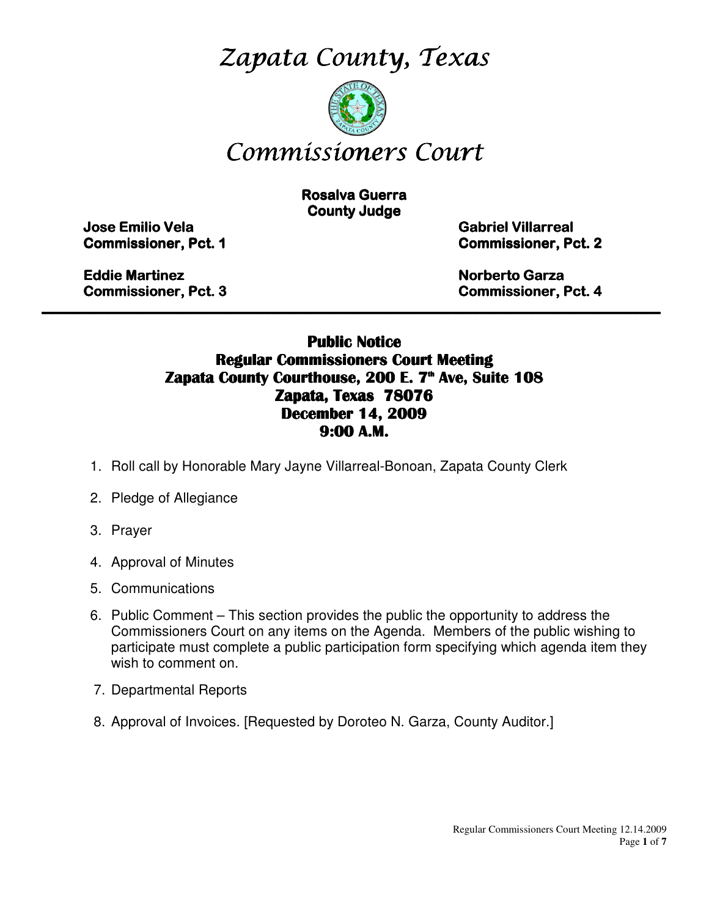# *Zapata County, Texas*

# *Commissioners Court*

**Rosalva Guerra**
**County Judge**

**Jose Emilio Vela**
**Commissioner, Pct. 1**

**Gabriel Villarreal**
**Commissioner, Pct. 2**

**Eddie Martinez**
**Commissioner, Pct. 3**

**Norberto Garza**
**Commissioner, Pct. 4**

---

## Public Notice
## Regular Commissioners Court Meeting
## Zapata County Courthouse, 200 E. 7th Ave, Suite 108
## Zapata, Texas 78076
## December 14, 2009
## 9:00 A.M.

1. Roll call by Honorable Mary Jayne Villarreal-Bonoan, Zapata County Clerk
2. Pledge of Allegiance
3. Prayer
4. Approval of Minutes
5. Communications
6. Public Comment – This section provides the public the opportunity to address the Commissioners Court on any items on the Agenda. Members of the public wishing to participate must complete a public participation form specifying which agenda item they wish to comment on.
7. Departmental Reports
8. Approval of Invoices. [Requested by Doroteo N. Garza, County Auditor.]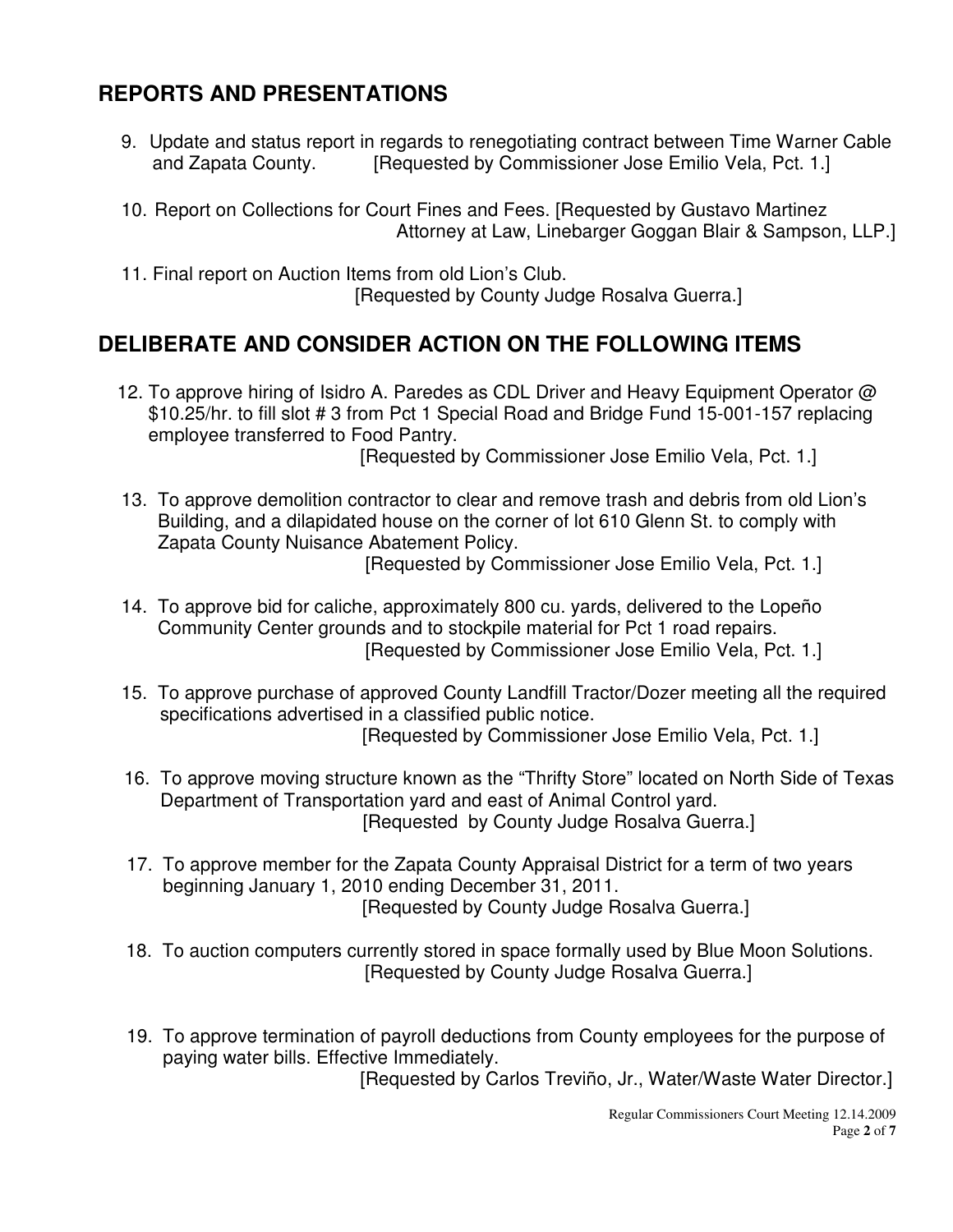## REPORTS AND PRESENTATIONS

9. Update and status report in regards to renegotiating contract between Time Warner Cable and Zapata County. [Requested by Commissioner Jose Emilio Vela, Pct. 1.]

10. Report on Collections for Court Fines and Fees. [Requested by Gustavo Martinez Attorney at Law, Linebarger Goggan Blair & Sampson, LLP.]

11. Final report on Auction Items from old Lion's Club. [Requested by County Judge Rosalva Guerra.]

## DELIBERATE AND CONSIDER ACTION ON THE FOLLOWING ITEMS

12. To approve hiring of Isidro A. Paredes as CDL Driver and Heavy Equipment Operator @ $10.25/hr. to fill slot # 3 from Pct 1 Special Road and Bridge Fund 15-001-157 replacing employee transferred to Food Pantry.
    [Requested by Commissioner Jose Emilio Vela, Pct. 1.]

13. To approve demolition contractor to clear and remove trash and debris from old Lion's Building, and a dilapidated house on the corner of lot 610 Glenn St. to comply with Zapata County Nuisance Abatement Policy.
    [Requested by Commissioner Jose Emilio Vela, Pct. 1.]

14. To approve bid for caliche, approximately 800 cu. yards, delivered to the Lopeño Community Center grounds and to stockpile material for Pct 1 road repairs.
    [Requested by Commissioner Jose Emilio Vela, Pct. 1.]

15. To approve purchase of approved County Landfill Tractor/Dozer meeting all the required specifications advertised in a classified public notice.
    [Requested by Commissioner Jose Emilio Vela, Pct. 1.]

16. To approve moving structure known as the "Thrifty Store" located on North Side of Texas Department of Transportation yard and east of Animal Control yard.
    [Requested by County Judge Rosalva Guerra.]

17. To approve member for the Zapata County Appraisal District for a term of two years beginning January 1, 2010 ending December 31, 2011.
    [Requested by County Judge Rosalva Guerra.]

18. To auction computers currently stored in space formally used by Blue Moon Solutions.
    [Requested by County Judge Rosalva Guerra.]

19. To approve termination of payroll deductions from County employees for the purpose of paying water bills. Effective Immediately.
    [Requested by Carlos Treviño, Jr., Water/Waste Water Director.]

Regular Commissioners Court Meeting 12.14.2009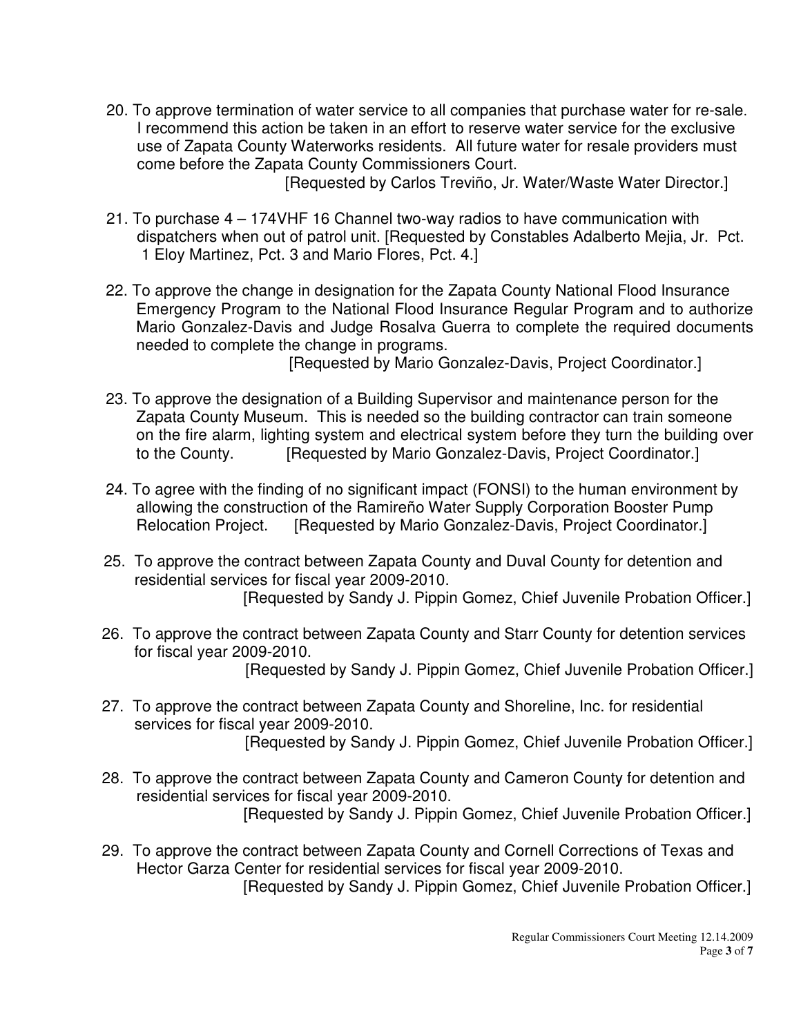20. To approve termination of water service to all companies that purchase water for re-sale. I recommend this action be taken in an effort to reserve water service for the exclusive use of Zapata County Waterworks residents. All future water for resale providers must come before the Zapata County Commissioners Court.
[Requested by Carlos Treviño, Jr. Water/Waste Water Director.]

21. To purchase 4 – 174VHF 16 Channel two-way radios to have communication with dispatchers when out of patrol unit. [Requested by Constables Adalberto Mejia, Jr. Pct. 1 Eloy Martinez, Pct. 3 and Mario Flores, Pct. 4.]

22. To approve the change in designation for the Zapata County National Flood Insurance Emergency Program to the National Flood Insurance Regular Program and to authorize Mario Gonzalez-Davis and Judge Rosalva Guerra to complete the required documents needed to complete the change in programs.
[Requested by Mario Gonzalez-Davis, Project Coordinator.]

23. To approve the designation of a Building Supervisor and maintenance person for the Zapata County Museum. This is needed so the building contractor can train someone on the fire alarm, lighting system and electrical system before they turn the building over to the County. [Requested by Mario Gonzalez-Davis, Project Coordinator.]

24. To agree with the finding of no significant impact (FONSI) to the human environment by allowing the construction of the Ramireño Water Supply Corporation Booster Pump Relocation Project. [Requested by Mario Gonzalez-Davis, Project Coordinator.]

25. To approve the contract between Zapata County and Duval County for detention and residential services for fiscal year 2009-2010.
[Requested by Sandy J. Pippin Gomez, Chief Juvenile Probation Officer.]

26. To approve the contract between Zapata County and Starr County for detention services for fiscal year 2009-2010.
[Requested by Sandy J. Pippin Gomez, Chief Juvenile Probation Officer.]

27. To approve the contract between Zapata County and Shoreline, Inc. for residential services for fiscal year 2009-2010.
[Requested by Sandy J. Pippin Gomez, Chief Juvenile Probation Officer.]

28. To approve the contract between Zapata County and Cameron County for detention and residential services for fiscal year 2009-2010.
[Requested by Sandy J. Pippin Gomez, Chief Juvenile Probation Officer.]

29. To approve the contract between Zapata County and Cornell Corrections of Texas and Hector Garza Center for residential services for fiscal year 2009-2010.
[Requested by Sandy J. Pippin Gomez, Chief Juvenile Probation Officer.]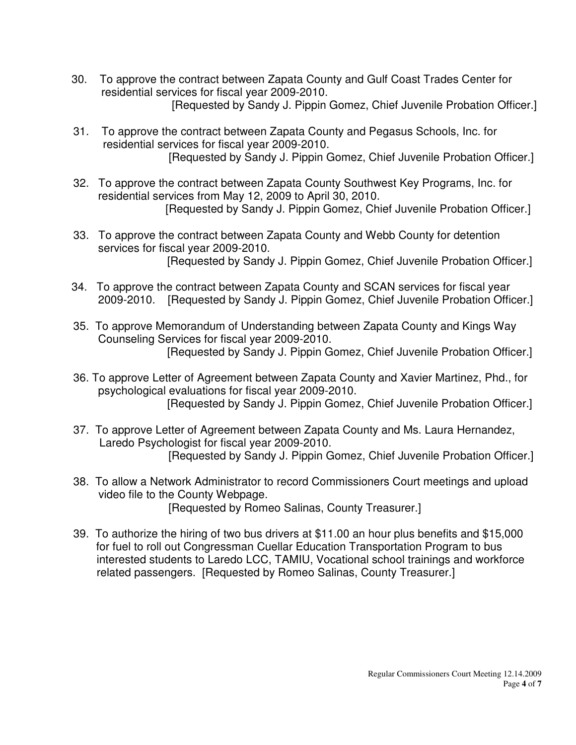30. To approve the contract between Zapata County and Gulf Coast Trades Center for residential services for fiscal year 2009-2010.
    [Requested by Sandy J. Pippin Gomez, Chief Juvenile Probation Officer.]

31. To approve the contract between Zapata County and Pegasus Schools, Inc. for residential services for fiscal year 2009-2010.
    [Requested by Sandy J. Pippin Gomez, Chief Juvenile Probation Officer.]

32. To approve the contract between Zapata County Southwest Key Programs, Inc. for residential services from May 12, 2009 to April 30, 2010.
    [Requested by Sandy J. Pippin Gomez, Chief Juvenile Probation Officer.]

33. To approve the contract between Zapata County and Webb County for detention services for fiscal year 2009-2010.
    [Requested by Sandy J. Pippin Gomez, Chief Juvenile Probation Officer.]

34. To approve the contract between Zapata County and SCAN services for fiscal year 2009-2010. [Requested by Sandy J. Pippin Gomez, Chief Juvenile Probation Officer.]

35. To approve Memorandum of Understanding between Zapata County and Kings Way Counseling Services for fiscal year 2009-2010.
    [Requested by Sandy J. Pippin Gomez, Chief Juvenile Probation Officer.]

36. To approve Letter of Agreement between Zapata County and Xavier Martinez, Phd., for psychological evaluations for fiscal year 2009-2010.
    [Requested by Sandy J. Pippin Gomez, Chief Juvenile Probation Officer.]

37. To approve Letter of Agreement between Zapata County and Ms. Laura Hernandez, Laredo Psychologist for fiscal year 2009-2010.
    [Requested by Sandy J. Pippin Gomez, Chief Juvenile Probation Officer.]

38. To allow a Network Administrator to record Commissioners Court meetings and upload video file to the County Webpage.
    [Requested by Romeo Salinas, County Treasurer.]

39. To authorize the hiring of two bus drivers at $11.00 an hour plus benefits and $15,000 for fuel to roll out Congressman Cuellar Education Transportation Program to bus interested students to Laredo LCC, TAMIU, Vocational school trainings and workforce related passengers. [Requested by Romeo Salinas, County Treasurer.]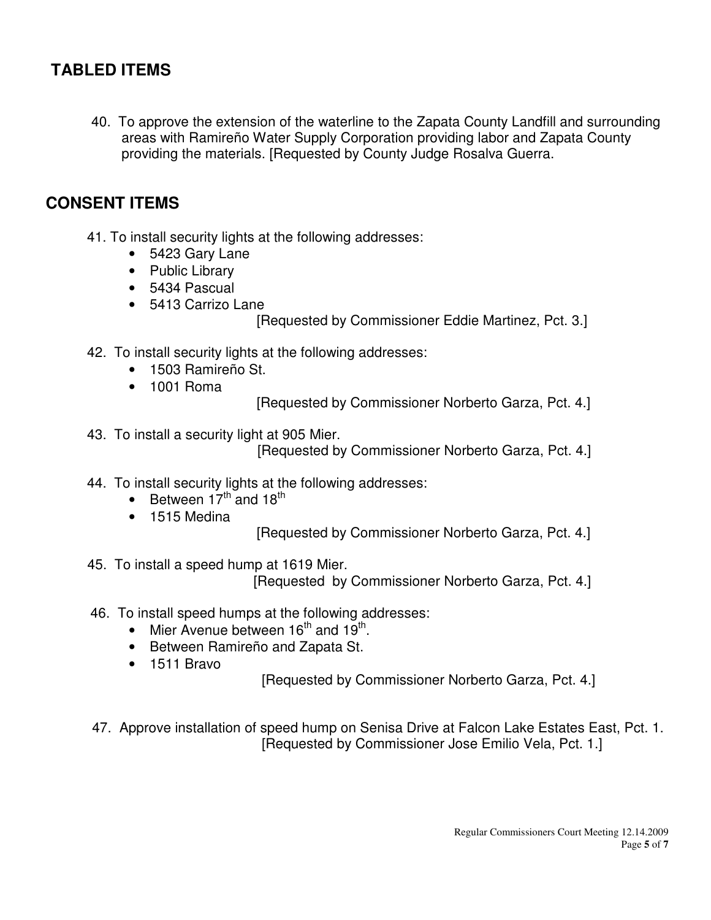## TABLED ITEMS

40. To approve the extension of the waterline to the Zapata County Landfill and surrounding areas with Ramireño Water Supply Corporation providing labor and Zapata County providing the materials. [Requested by County Judge Rosalva Guerra.

## CONSENT ITEMS

41. To install security lights at the following addresses:
    - 5423 Gary Lane
    - Public Library
    - 5434 Pascual
    - 5413 Carrizo Lane

    [Requested by Commissioner Eddie Martinez, Pct. 3.]

42. To install security lights at the following addresses:
    - 1503 Ramireño St.
    - 1001 Roma

    [Requested by Commissioner Norberto Garza, Pct. 4.]

43. To install a security light at 905 Mier.

    [Requested by Commissioner Norberto Garza, Pct. 4.]

44. To install security lights at the following addresses:
    - Between 17th and 18th
    - 1515 Medina

    [Requested by Commissioner Norberto Garza, Pct. 4.]

45. To install a speed hump at 1619 Mier.

    [Requested by Commissioner Norberto Garza, Pct. 4.]

46. To install speed humps at the following addresses:
    - Mier Avenue between 16th and 19th.
    - Between Ramireño and Zapata St.
    - 1511 Bravo

    [Requested by Commissioner Norberto Garza, Pct. 4.]

47. Approve installation of speed hump on Senisa Drive at Falcon Lake Estates East, Pct. 1.

    [Requested by Commissioner Jose Emilio Vela, Pct. 1.]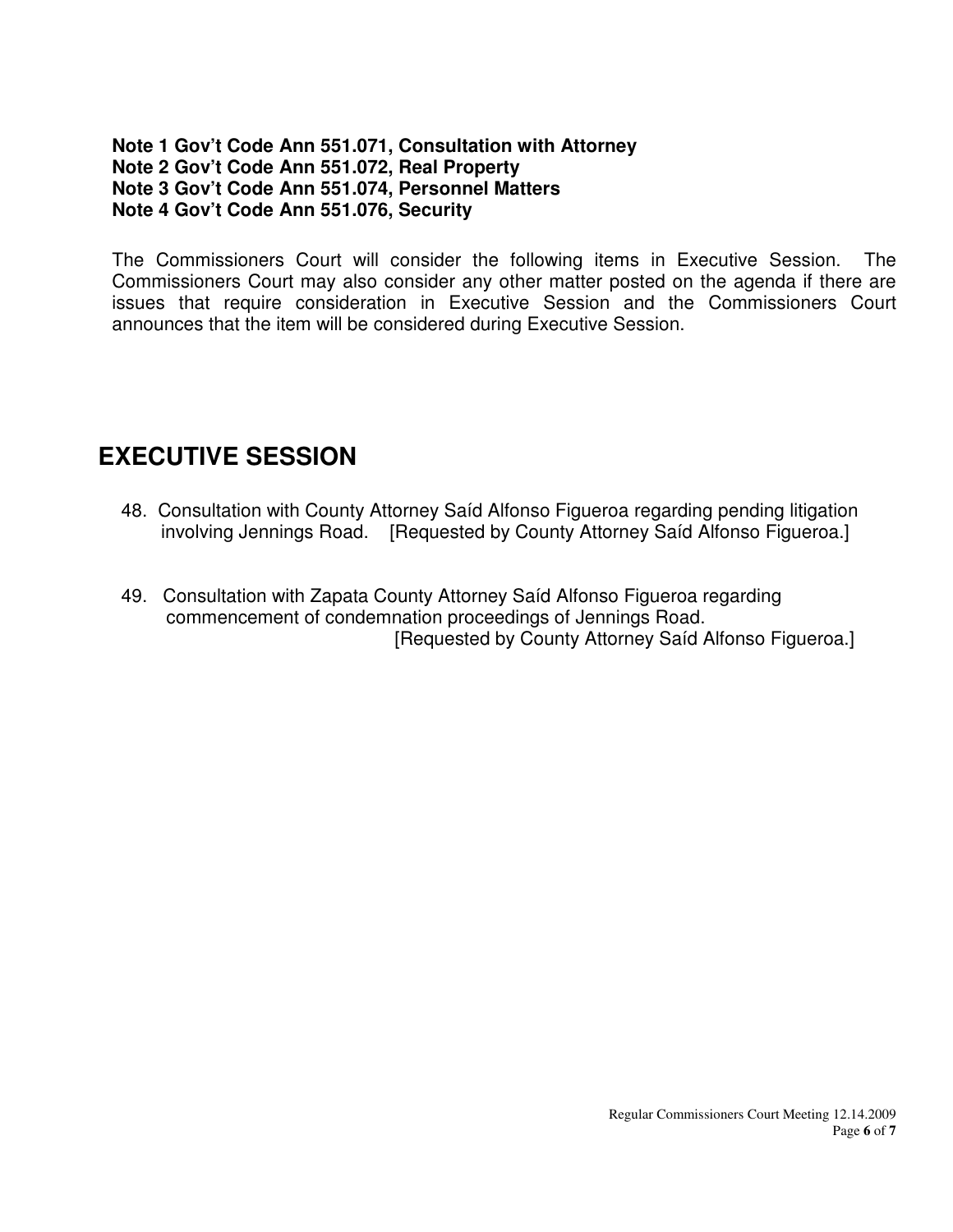**Note 1 Gov't Code Ann 551.071, Consultation with Attorney**
**Note 2 Gov't Code Ann 551.072, Real Property**
**Note 3 Gov't Code Ann 551.074, Personnel Matters**
**Note 4 Gov't Code Ann 551.076, Security**

The Commissioners Court will consider the following items in Executive Session. The Commissioners Court may also consider any other matter posted on the agenda if there are issues that require consideration in Executive Session and the Commissioners Court announces that the item will be considered during Executive Session.

# EXECUTIVE SESSION

48. Consultation with County Attorney Saíd Alfonso Figueroa regarding pending litigation involving Jennings Road. [Requested by County Attorney Saíd Alfonso Figueroa.]

49. Consultation with Zapata County Attorney Saíd Alfonso Figueroa regarding commencement of condemnation proceedings of Jennings Road. [Requested by County Attorney Saíd Alfonso Figueroa.]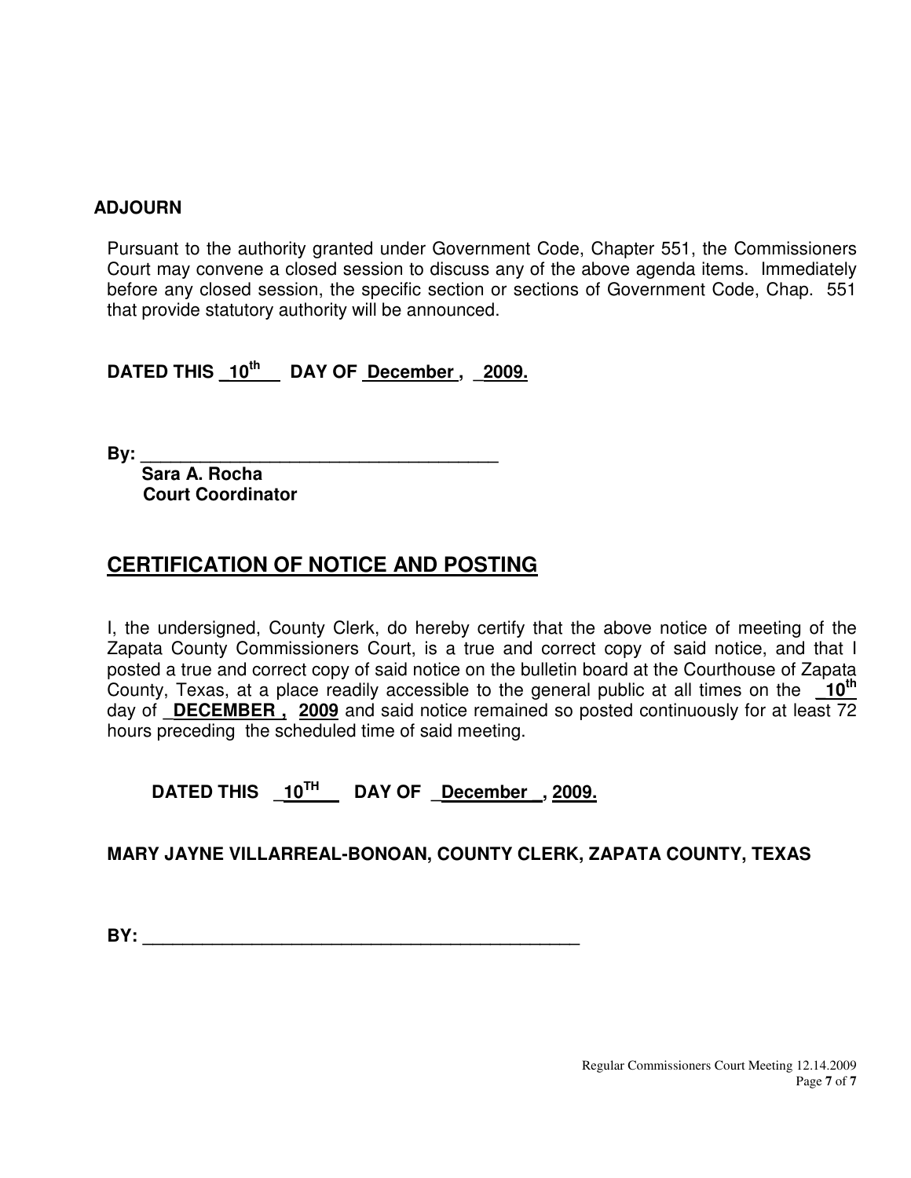**ADJOURN**

Pursuant to the authority granted under Government Code, Chapter 551, the Commissioners Court may convene a closed session to discuss any of the above agenda items. Immediately before any closed session, the specific section or sections of Government Code, Chap. 551 that provide statutory authority will be announced.

**DATED THIS _10th__ DAY OF _December_, _2009.**

**By: ____________________________________**
**Sara A. Rocha**
**Court Coordinator**

## CERTIFICATION OF NOTICE AND POSTING

I, the undersigned, County Clerk, do hereby certify that the above notice of meeting of the Zapata County Commissioners Court, is a true and correct copy of said notice, and that I posted a true and correct copy of said notice on the bulletin board at the Courthouse of Zapata County, Texas, at a place readily accessible to the general public at all times on the **_10th_** day of **_DECEMBER , 2009** and said notice remained so posted continuously for at least 72 hours preceding the scheduled time of said meeting.

**DATED THIS _10TH__ DAY OF _December_, 2009.**

**MARY JAYNE VILLARREAL-BONOAN, COUNTY CLERK, ZAPATA COUNTY, TEXAS**

**BY: _____________________________________________**

Regular Commissioners Court Meeting 12.14.2009